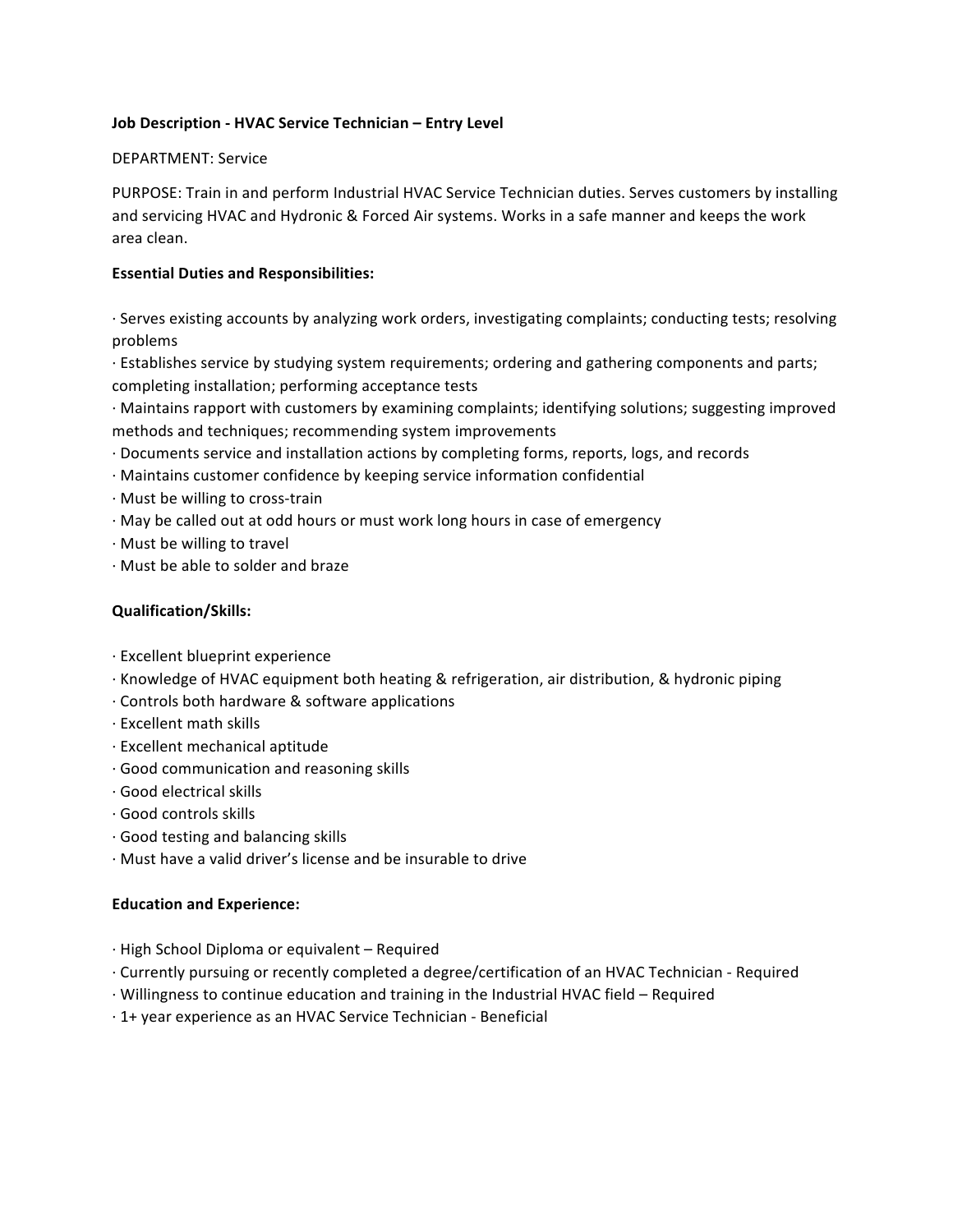**Job Description - HVAC Service Technician – Entry Level**

DEPARTMENT: Service

PURPOSE: Train in and perform Industrial HVAC Service Technician duties. Serves customers by installing and servicing HVAC and Hydronic & Forced Air systems. Works in a safe manner and keeps the work area clean.

**Essential Duties and Responsibilities:**

· Serves existing accounts by analyzing work orders, investigating complaints; conducting tests; resolving problems
· Establishes service by studying system requirements; ordering and gathering components and parts; completing installation; performing acceptance tests
· Maintains rapport with customers by examining complaints; identifying solutions; suggesting improved methods and techniques; recommending system improvements
· Documents service and installation actions by completing forms, reports, logs, and records
· Maintains customer confidence by keeping service information confidential
· Must be willing to cross-train
· May be called out at odd hours or must work long hours in case of emergency
· Must be willing to travel
· Must be able to solder and braze

**Qualification/Skills:**

· Excellent blueprint experience
· Knowledge of HVAC equipment both heating & refrigeration, air distribution, & hydronic piping
· Controls both hardware & software applications
· Excellent math skills
· Excellent mechanical aptitude
· Good communication and reasoning skills
· Good electrical skills
· Good controls skills
· Good testing and balancing skills
· Must have a valid driver's license and be insurable to drive

**Education and Experience:**

· High School Diploma or equivalent – Required
· Currently pursuing or recently completed a degree/certification of an HVAC Technician - Required
· Willingness to continue education and training in the Industrial HVAC field – Required
· 1+ year experience as an HVAC Service Technician - Beneficial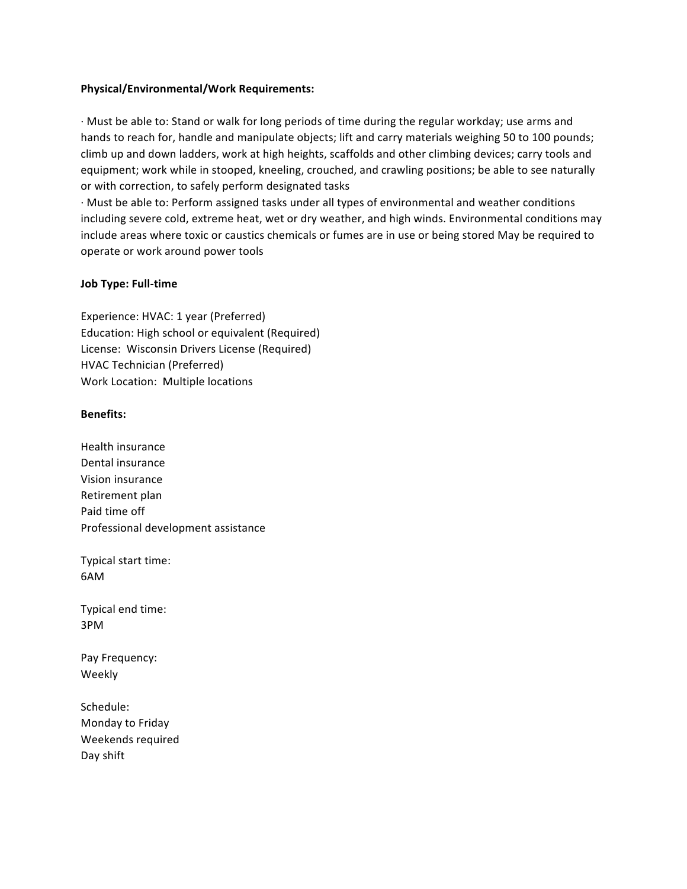**Physical/Environmental/Work Requirements:**

· Must be able to: Stand or walk for long periods of time during the regular workday; use arms and hands to reach for, handle and manipulate objects; lift and carry materials weighing 50 to 100 pounds; climb up and down ladders, work at high heights, scaffolds and other climbing devices; carry tools and equipment; work while in stooped, kneeling, crouched, and crawling positions; be able to see naturally or with correction, to safely perform designated tasks

· Must be able to: Perform assigned tasks under all types of environmental and weather conditions including severe cold, extreme heat, wet or dry weather, and high winds. Environmental conditions may include areas where toxic or caustics chemicals or fumes are in use or being stored May be required to operate or work around power tools

**Job Type: Full-time**

Experience: HVAC: 1 year (Preferred)
Education: High school or equivalent (Required)
License: Wisconsin Drivers License (Required)
HVAC Technician (Preferred)
Work Location: Multiple locations

**Benefits:**

Health insurance
Dental insurance
Vision insurance
Retirement plan
Paid time off
Professional development assistance

Typical start time:
6AM

Typical end time:
3PM

Pay Frequency:
Weekly

Schedule:
Monday to Friday
Weekends required
Day shift